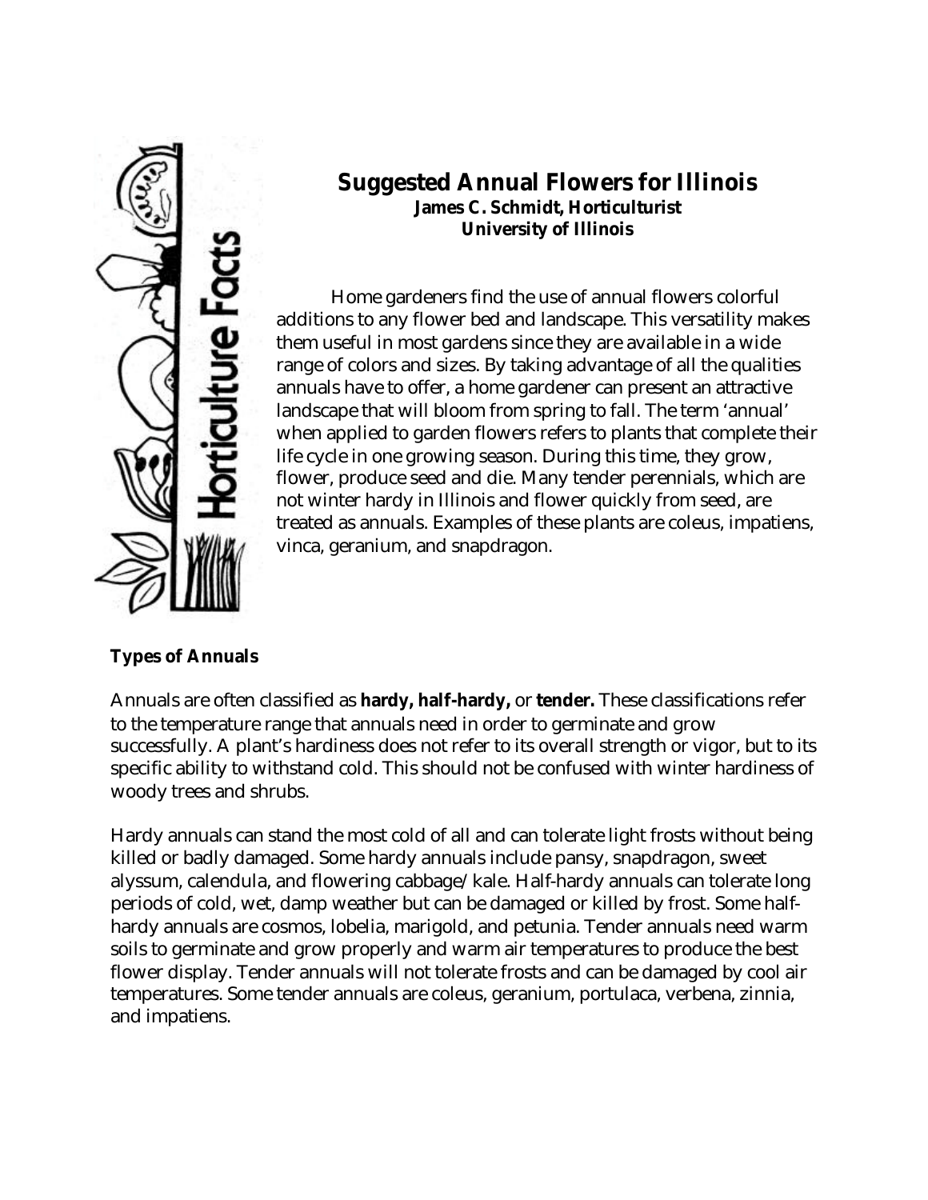Horticulture Facts

# Suggested Annual Flowers for Illinois

**James C. Schmidt, Horticulturist**
**University of Illinois**

Home gardeners find the use of annual flowers colorful additions to any flower bed and landscape. This versatility makes them useful in most gardens since they are available in a wide range of colors and sizes. By taking advantage of all the qualities annuals have to offer, a home gardener can present an attractive landscape that will bloom from spring to fall. The term 'annual' when applied to garden flowers refers to plants that complete their life cycle in one growing season. During this time, they grow, flower, produce seed and die. Many tender perennials, which are not winter hardy in Illinois and flower quickly from seed, are treated as annuals. Examples of these plants are coleus, impatiens, vinca, geranium, and snapdragon.

## Types of Annuals

Annuals are often classified as **hardy, half-hardy,** or **tender.** These classifications refer to the temperature range that annuals need in order to germinate and grow successfully. A plant's hardiness does not refer to its overall strength or vigor, but to its specific ability to withstand cold. This should not be confused with winter hardiness of woody trees and shrubs.

Hardy annuals can stand the most cold of all and can tolerate light frosts without being killed or badly damaged. Some hardy annuals include pansy, snapdragon, sweet alyssum, calendula, and flowering cabbage/kale. Half-hardy annuals can tolerate long periods of cold, wet, damp weather but can be damaged or killed by frost. Some half-hardy annuals are cosmos, lobelia, marigold, and petunia. Tender annuals need warm soils to germinate and grow properly and warm air temperatures to produce the best flower display. Tender annuals will not tolerate frosts and can be damaged by cool air temperatures. Some tender annuals are coleus, geranium, portulaca, verbena, zinnia, and impatiens.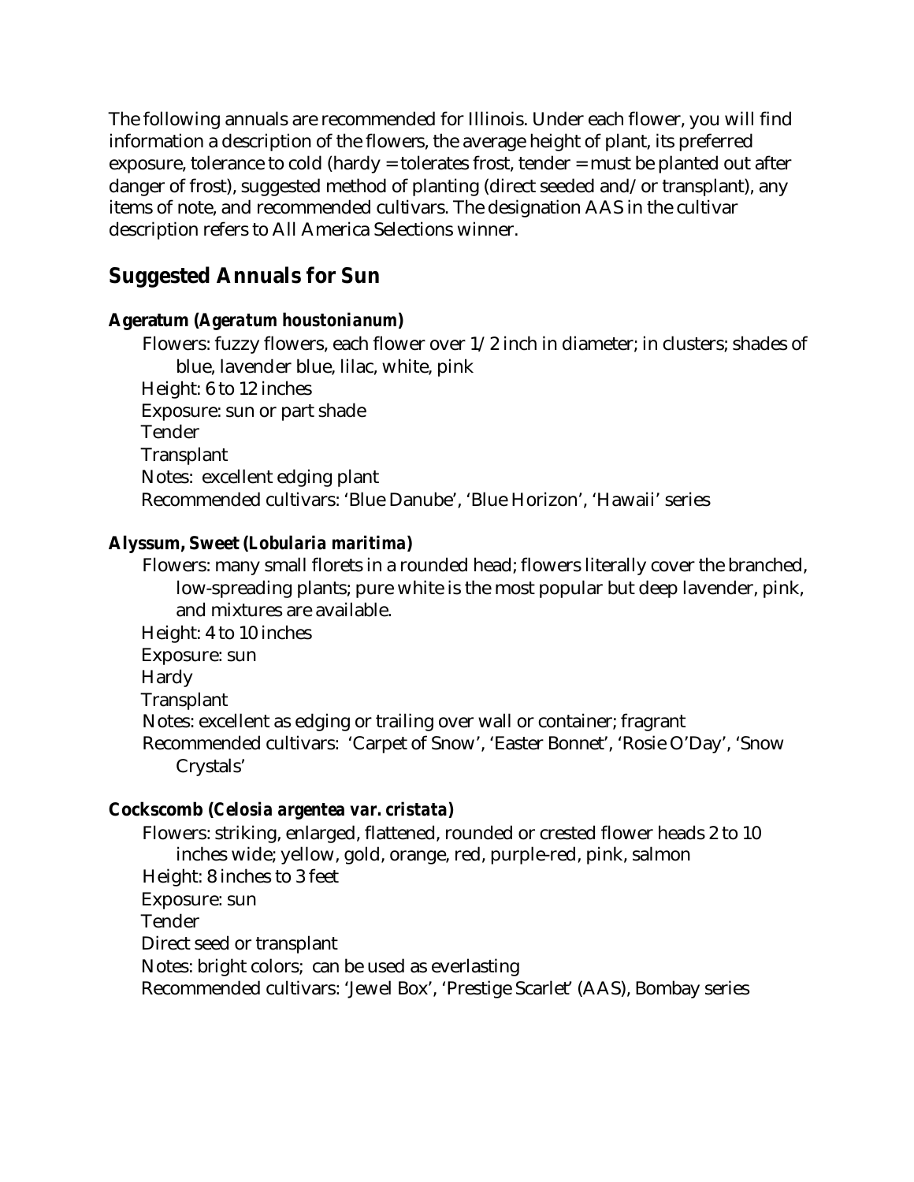The following annuals are recommended for Illinois. Under each flower, you will find information a description of the flowers, the average height of plant, its preferred exposure, tolerance to cold (hardy = tolerates frost, tender = must be planted out after danger of frost), suggested method of planting (direct seeded and/or transplant), any items of note, and recommended cultivars. The designation AAS in the cultivar description refers to All America Selections winner.

## Suggested Annuals for Sun

### Ageratum (*Ageratum houstonianum*)

Flowers: fuzzy flowers, each flower over 1/2 inch in diameter; in clusters; shades of blue, lavender blue, lilac, white, pink
Height: 6 to 12 inches
Exposure: sun or part shade
Tender
Transplant
Notes: excellent edging plant
Recommended cultivars: 'Blue Danube', 'Blue Horizon', 'Hawaii' series

### Alyssum, Sweet (*Lobularia maritima*)

Flowers: many small florets in a rounded head; flowers literally cover the branched, low-spreading plants; pure white is the most popular but deep lavender, pink, and mixtures are available.
Height: 4 to 10 inches
Exposure: sun
Hardy
Transplant
Notes: excellent as edging or trailing over wall or container; fragrant
Recommended cultivars: 'Carpet of Snow', 'Easter Bonnet', 'Rosie O'Day', 'Snow Crystals'

### Cockscomb (*Celosia argentea var. cristata*)

Flowers: striking, enlarged, flattened, rounded or crested flower heads 2 to 10 inches wide; yellow, gold, orange, red, purple-red, pink, salmon
Height: 8 inches to 3 feet
Exposure: sun
Tender
Direct seed or transplant
Notes: bright colors; can be used as everlasting
Recommended cultivars: 'Jewel Box', 'Prestige Scarlet' (AAS), Bombay series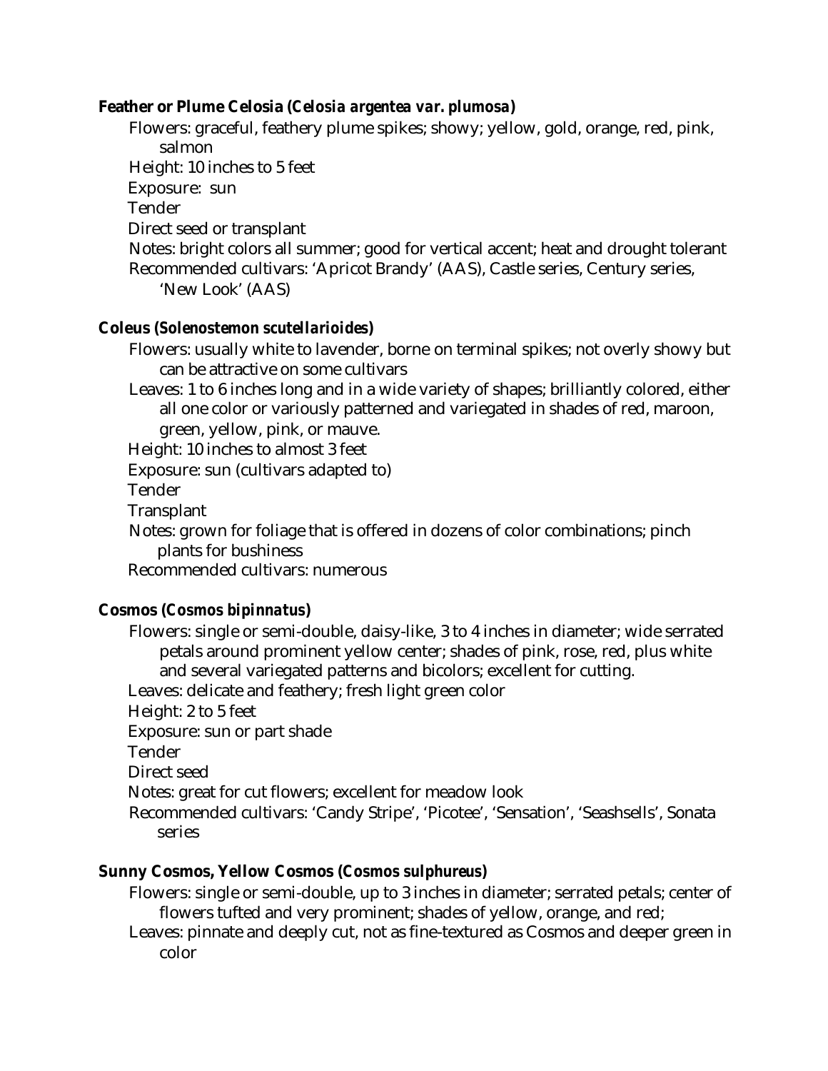**Feather or Plume Celosia (*Celosia argentea var. plumosa*)**

Flowers: graceful, feathery plume spikes; showy; yellow, gold, orange, red, pink, salmon
Height: 10 inches to 5 feet
Exposure: sun
Tender
Direct seed or transplant
Notes: bright colors all summer; good for vertical accent; heat and drought tolerant
Recommended cultivars: 'Apricot Brandy' (AAS), Castle series, Century series, 'New Look' (AAS)

**Coleus (*Solenostemon scutellarioides*)**

Flowers: usually white to lavender, borne on terminal spikes; not overly showy but can be attractive on some cultivars
Leaves: 1 to 6 inches long and in a wide variety of shapes; brilliantly colored, either all one color or variously patterned and variegated in shades of red, maroon, green, yellow, pink, or mauve.
Height: 10 inches to almost 3 feet
Exposure: sun (cultivars adapted to)
Tender
Transplant
Notes: grown for foliage that is offered in dozens of color combinations; pinch plants for bushiness
Recommended cultivars: numerous

**Cosmos (*Cosmos bipinnatus*)**

Flowers: single or semi-double, daisy-like, 3 to 4 inches in diameter; wide serrated petals around prominent yellow center; shades of pink, rose, red, plus white and several variegated patterns and bicolors; excellent for cutting.
Leaves: delicate and feathery; fresh light green color
Height: 2 to 5 feet
Exposure: sun or part shade
Tender
Direct seed
Notes: great for cut flowers; excellent for meadow look
Recommended cultivars: 'Candy Stripe', 'Picotee', 'Sensation', 'Seashsells', Sonata series

**Sunny Cosmos, Yellow Cosmos (*Cosmos sulphureus*)**

Flowers: single or semi-double, up to 3 inches in diameter; serrated petals; center of flowers tufted and very prominent; shades of yellow, orange, and red;
Leaves: pinnate and deeply cut, not as fine-textured as Cosmos and deeper green in color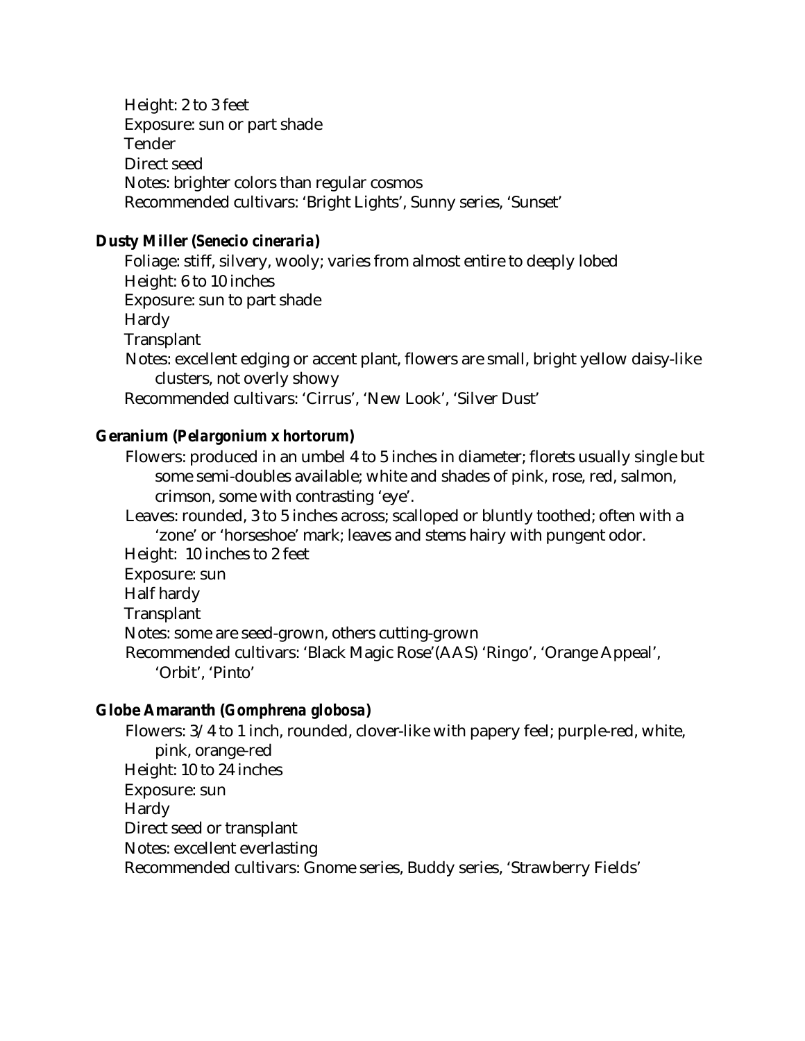Height: 2 to 3 feet
Exposure: sun or part shade
Tender
Direct seed
Notes: brighter colors than regular cosmos
Recommended cultivars: 'Bright Lights', Sunny series, 'Sunset'

**Dusty Miller (*Senecio cineraria*)**

Foliage: stiff, silvery, wooly; varies from almost entire to deeply lobed
Height: 6 to 10 inches
Exposure: sun to part shade
Hardy
Transplant
Notes: excellent edging or accent plant, flowers are small, bright yellow daisy-like clusters, not overly showy
Recommended cultivars: 'Cirrus', 'New Look', 'Silver Dust'

**Geranium (*Pelargonium x hortorum*)**

Flowers: produced in an umbel 4 to 5 inches in diameter; florets usually single but some semi-doubles available; white and shades of pink, rose, red, salmon, crimson, some with contrasting 'eye'.
Leaves: rounded, 3 to 5 inches across; scalloped or bluntly toothed; often with a 'zone' or 'horseshoe' mark; leaves and stems hairy with pungent odor.
Height: 10 inches to 2 feet
Exposure: sun
Half hardy
Transplant
Notes: some are seed-grown, others cutting-grown
Recommended cultivars: 'Black Magic Rose'(AAS) 'Ringo', 'Orange Appeal', 'Orbit', 'Pinto'

**Globe Amaranth (*Gomphrena globosa*)**

Flowers: 3/4 to 1 inch, rounded, clover-like with papery feel; purple-red, white, pink, orange-red
Height: 10 to 24 inches
Exposure: sun
Hardy
Direct seed or transplant
Notes: excellent everlasting
Recommended cultivars: Gnome series, Buddy series, 'Strawberry Fields'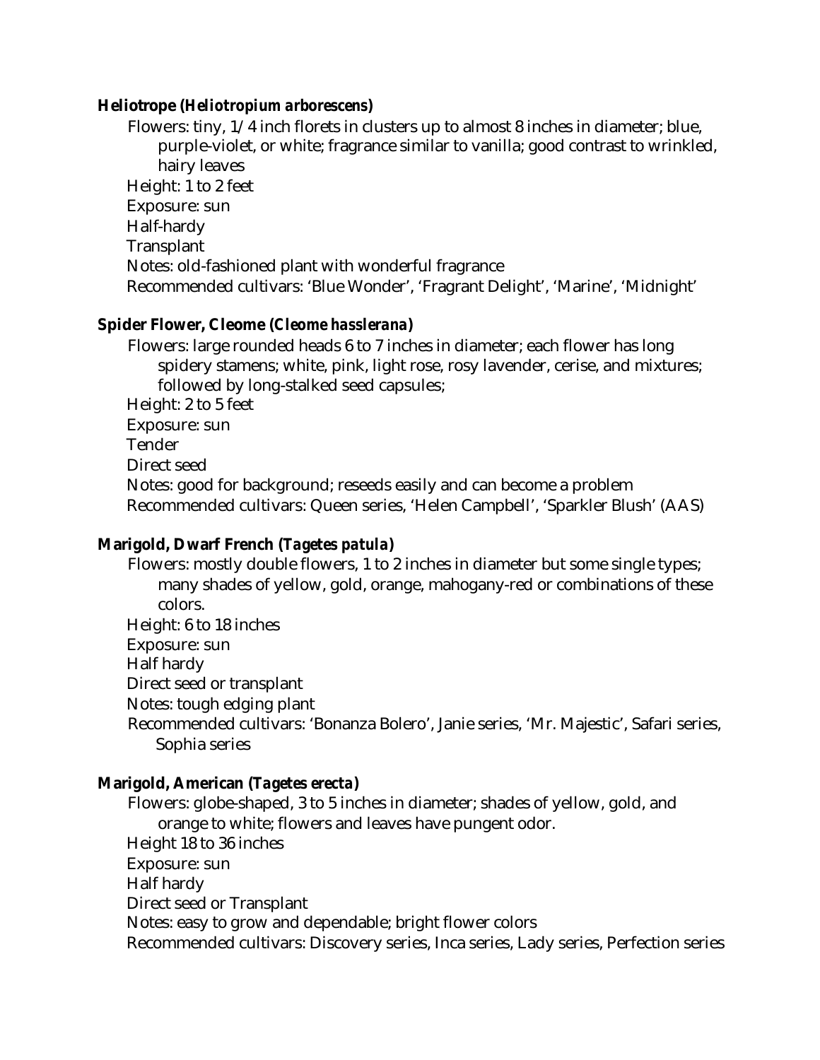**Heliotrope (*Heliotropium arborescens*)**

Flowers: tiny, 1/4 inch florets in clusters up to almost 8 inches in diameter; blue, purple-violet, or white; fragrance similar to vanilla; good contrast to wrinkled, hairy leaves
Height: 1 to 2 feet
Exposure: sun
Half-hardy
Transplant
Notes: old-fashioned plant with wonderful fragrance
Recommended cultivars: 'Blue Wonder', 'Fragrant Delight', 'Marine', 'Midnight'

**Spider Flower, Cleome (*Cleome hasslerana*)**

Flowers: large rounded heads 6 to 7 inches in diameter; each flower has long spidery stamens; white, pink, light rose, rosy lavender, cerise, and mixtures; followed by long-stalked seed capsules;
Height: 2 to 5 feet
Exposure: sun
Tender
Direct seed
Notes: good for background; reseeds easily and can become a problem
Recommended cultivars: Queen series, 'Helen Campbell', 'Sparkler Blush' (AAS)

**Marigold, Dwarf French (*Tagetes patula*)**

Flowers: mostly double flowers, 1 to 2 inches in diameter but some single types; many shades of yellow, gold, orange, mahogany-red or combinations of these colors.
Height: 6 to 18 inches
Exposure: sun
Half hardy
Direct seed or transplant
Notes: tough edging plant
Recommended cultivars: 'Bonanza Bolero', Janie series, 'Mr. Majestic', Safari series, Sophia series

**Marigold, American (*Tagetes erecta*)**

Flowers: globe-shaped, 3 to 5 inches in diameter; shades of yellow, gold, and orange to white; flowers and leaves have pungent odor.
Height 18 to 36 inches
Exposure: sun
Half hardy
Direct seed or Transplant
Notes: easy to grow and dependable; bright flower colors
Recommended cultivars: Discovery series, Inca series, Lady series, Perfection series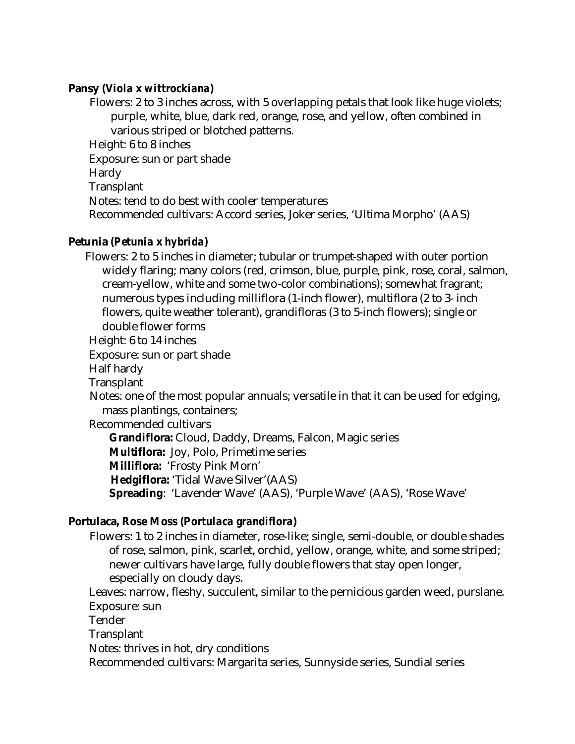**Pansy (*Viola x wittrockiana*)**

Flowers: 2 to 3 inches across, with 5 overlapping petals that look like huge violets; purple, white, blue, dark red, orange, rose, and yellow, often combined in various striped or blotched patterns.
Height: 6 to 8 inches
Exposure: sun or part shade
Hardy
Transplant
Notes: tend to do best with cooler temperatures
Recommended cultivars: Accord series, Joker series, 'Ultima Morpho' (AAS)

**Petunia (*Petunia x hybrida*)**

Flowers: 2 to 5 inches in diameter; tubular or trumpet-shaped with outer portion widely flaring; many colors (red, crimson, blue, purple, pink, rose, coral, salmon, cream-yellow, white and some two-color combinations); somewhat fragrant; numerous types including milliflora (1-inch flower), multiflora (2 to 3- inch flowers, quite weather tolerant), grandifloras (3 to 5-inch flowers); single or double flower forms
Height: 6 to 14 inches
Exposure: sun or part shade
Half hardy
Transplant
Notes: one of the most popular annuals; versatile in that it can be used for edging, mass plantings, containers;
Recommended cultivars

- **Grandiflora:** Cloud, Daddy, Dreams, Falcon, Magic series
- **Multiflora:** Joy, Polo, Primetime series
- **Milliflora:** 'Frosty Pink Morn'
- **Hedgiflora:** 'Tidal Wave Silver'(AAS)
- **Spreading**: 'Lavender Wave' (AAS), 'Purple Wave' (AAS), 'Rose Wave'

**Portulaca, Rose Moss (*Portulaca grandiflora*)**

Flowers: 1 to 2 inches in diameter, rose-like; single, semi-double, or double shades of rose, salmon, pink, scarlet, orchid, yellow, orange, white, and some striped; newer cultivars have large, fully double flowers that stay open longer, especially on cloudy days.
Leaves: narrow, fleshy, succulent, similar to the pernicious garden weed, purslane.
Exposure: sun
Tender
Transplant
Notes: thrives in hot, dry conditions
Recommended cultivars: Margarita series, Sunnyside series, Sundial series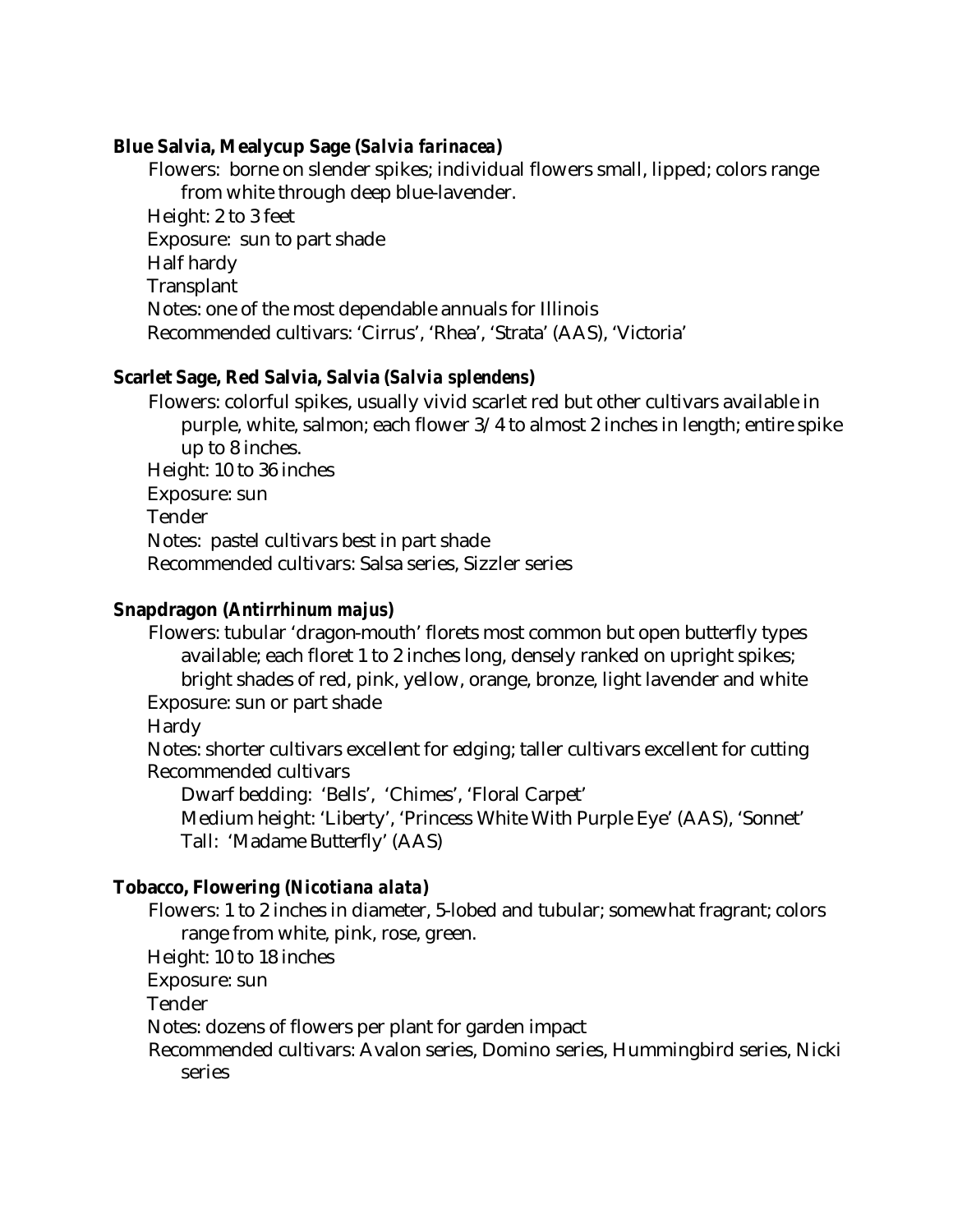**Blue Salvia, Mealycup Sage (*Salvia farinacea*)**

Flowers: borne on slender spikes; individual flowers small, lipped; colors range from white through deep blue-lavender.
Height: 2 to 3 feet
Exposure: sun to part shade
Half hardy
Transplant
Notes: one of the most dependable annuals for Illinois
Recommended cultivars: 'Cirrus', 'Rhea', 'Strata' (AAS), 'Victoria'

**Scarlet Sage, Red Salvia, Salvia (*Salvia splendens*)**

Flowers: colorful spikes, usually vivid scarlet red but other cultivars available in purple, white, salmon; each flower 3/4 to almost 2 inches in length; entire spike up to 8 inches.
Height: 10 to 36 inches
Exposure: sun
Tender
Notes: pastel cultivars best in part shade
Recommended cultivars: Salsa series, Sizzler series

**Snapdragon (*Antirrhinum majus*)**

Flowers: tubular 'dragon-mouth' florets most common but open butterfly types available; each floret 1 to 2 inches long, densely ranked on upright spikes; bright shades of red, pink, yellow, orange, bronze, light lavender and white
Exposure: sun or part shade
Hardy
Notes: shorter cultivars excellent for edging; taller cultivars excellent for cutting
Recommended cultivars
  Dwarf bedding: 'Bells', 'Chimes', 'Floral Carpet'
  Medium height: 'Liberty', 'Princess White With Purple Eye' (AAS), 'Sonnet'
  Tall: 'Madame Butterfly' (AAS)

**Tobacco, Flowering (*Nicotiana alata*)**

Flowers: 1 to 2 inches in diameter, 5-lobed and tubular; somewhat fragrant; colors range from white, pink, rose, green.
Height: 10 to 18 inches
Exposure: sun
Tender
Notes: dozens of flowers per plant for garden impact
Recommended cultivars: Avalon series, Domino series, Hummingbird series, Nicki series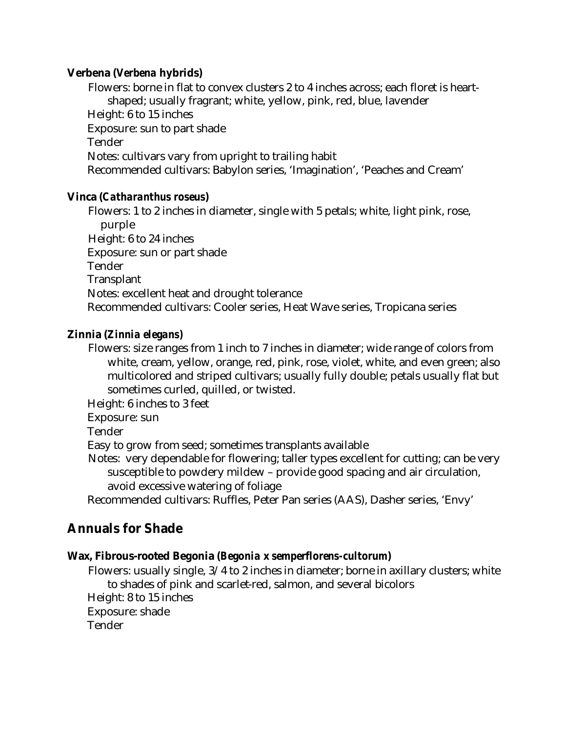### **Verbena (*Verbena* hybrids)**

Flowers: borne in flat to convex clusters 2 to 4 inches across; each floret is heart-shaped; usually fragrant; white, yellow, pink, red, blue, lavender
Height: 6 to 15 inches
Exposure: sun to part shade
Tender
Notes: cultivars vary from upright to trailing habit
Recommended cultivars: Babylon series, 'Imagination', 'Peaches and Cream'

### **Vinca (*Catharanthus roseus*)**

Flowers: 1 to 2 inches in diameter, single with 5 petals; white, light pink, rose, purple
Height: 6 to 24 inches
Exposure: sun or part shade
Tender
Transplant
Notes: excellent heat and drought tolerance
Recommended cultivars: Cooler series, Heat Wave series, Tropicana series

### **Zinnia (*Zinnia elegans*)**

Flowers: size ranges from 1 inch to 7 inches in diameter; wide range of colors from white, cream, yellow, orange, red, pink, rose, violet, white, and even green; also multicolored and striped cultivars; usually fully double; petals usually flat but sometimes curled, quilled, or twisted.
Height: 6 inches to 3 feet
Exposure: sun
Tender
Easy to grow from seed; sometimes transplants available
Notes: very dependable for flowering; taller types excellent for cutting; can be very susceptible to powdery mildew – provide good spacing and air circulation, avoid excessive watering of foliage
Recommended cultivars: Ruffles, Peter Pan series (AAS), Dasher series, 'Envy'

## **Annuals for Shade**

### **Wax, Fibrous-rooted Begonia (*Begonia x semperflorens-cultorum*)**

Flowers: usually single, 3/4 to 2 inches in diameter; borne in axillary clusters; white to shades of pink and scarlet-red, salmon, and several bicolors
Height: 8 to 15 inches
Exposure: shade
Tender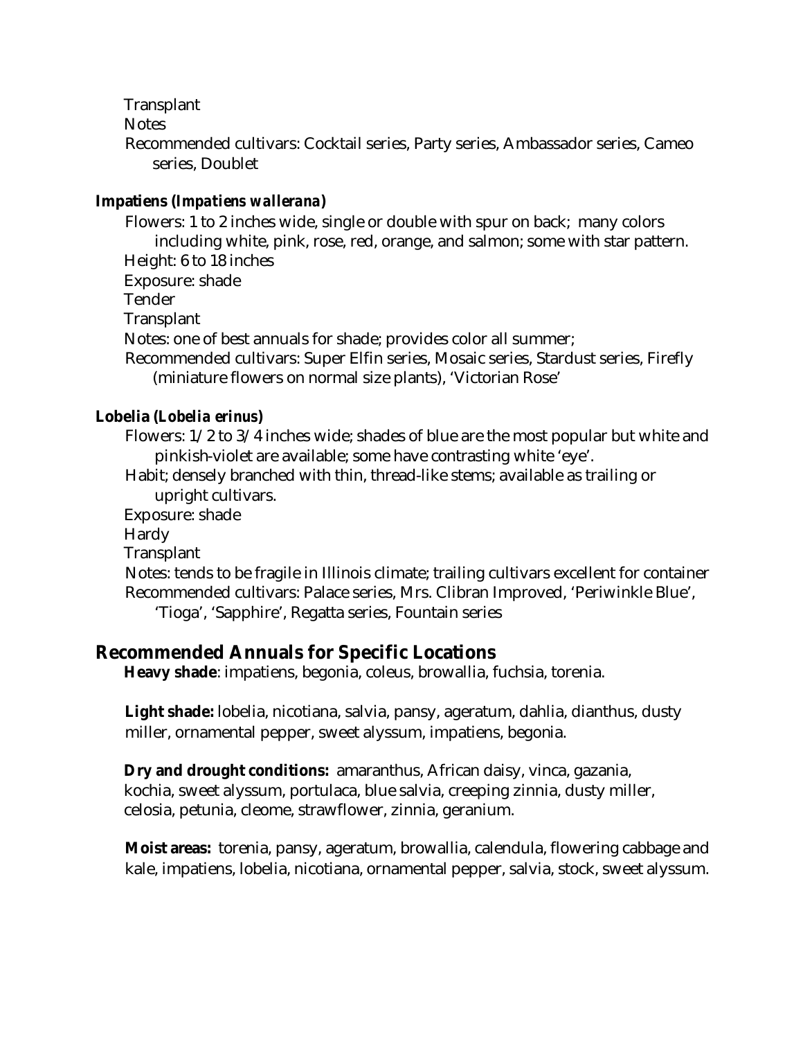Transplant

Notes

Recommended cultivars: Cocktail series, Party series, Ambassador series, Cameo series, Doublet

**Impatiens (*Impatiens wallerana*)**

Flowers: 1 to 2 inches wide, single or double with spur on back; many colors including white, pink, rose, red, orange, and salmon; some with star pattern.

Height: 6 to 18 inches

Exposure: shade

Tender

Transplant

Notes: one of best annuals for shade; provides color all summer;

Recommended cultivars: Super Elfin series, Mosaic series, Stardust series, Firefly (miniature flowers on normal size plants), 'Victorian Rose'

**Lobelia (*Lobelia erinus*)**

Flowers: 1/2 to 3/4 inches wide; shades of blue are the most popular but white and pinkish-violet are available; some have contrasting white 'eye'.

Habit; densely branched with thin, thread-like stems; available as trailing or upright cultivars.

Exposure: shade

Hardy

Transplant

Notes: tends to be fragile in Illinois climate; trailing cultivars excellent for container

Recommended cultivars: Palace series, Mrs. Clibran Improved, 'Periwinkle Blue', 'Tioga', 'Sapphire', Regatta series, Fountain series

## Recommended Annuals for Specific Locations

**Heavy shade**: impatiens, begonia, coleus, browallia, fuchsia, torenia.

**Light shade:** lobelia, nicotiana, salvia, pansy, ageratum, dahlia, dianthus, dusty miller, ornamental pepper, sweet alyssum, impatiens, begonia.

**Dry and drought conditions:** amaranthus, African daisy, vinca, gazania, kochia, sweet alyssum, portulaca, blue salvia, creeping zinnia, dusty miller, celosia, petunia, cleome, strawflower, zinnia, geranium.

**Moist areas:** torenia, pansy, ageratum, browallia, calendula, flowering cabbage and kale, impatiens, lobelia, nicotiana, ornamental pepper, salvia, stock, sweet alyssum.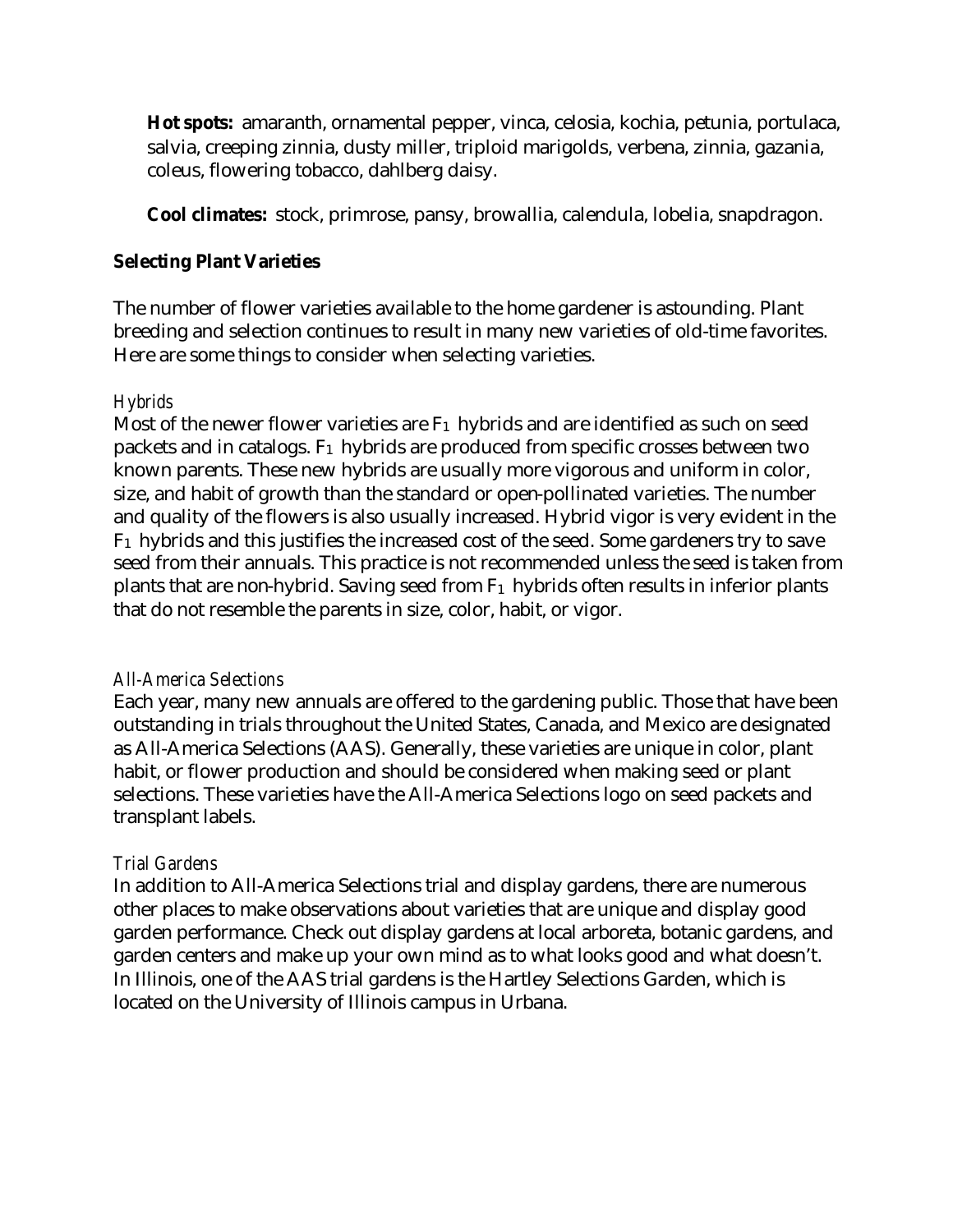**Hot spots:** amaranth, ornamental pepper, vinca, celosia, kochia, petunia, portulaca, salvia, creeping zinnia, dusty miller, triploid marigolds, verbena, zinnia, gazania, coleus, flowering tobacco, dahlberg daisy.

**Cool climates:** stock, primrose, pansy, browallia, calendula, lobelia, snapdragon.

## Selecting Plant Varieties

The number of flower varieties available to the home gardener is astounding. Plant breeding and selection continues to result in many new varieties of old-time favorites. Here are some things to consider when selecting varieties.

### *Hybrids*

Most of the newer flower varieties are $F_1$ hybrids and are identified as such on seed packets and in catalogs. $F_1$ hybrids are produced from specific crosses between two known parents. These new hybrids are usually more vigorous and uniform in color, size, and habit of growth than the standard or open-pollinated varieties. The number and quality of the flowers is also usually increased. Hybrid vigor is very evident in the $F_1$ hybrids and this justifies the increased cost of the seed. Some gardeners try to save seed from their annuals. This practice is not recommended unless the seed is taken from plants that are non-hybrid. Saving seed from $F_1$ hybrids often results in inferior plants that do not resemble the parents in size, color, habit, or vigor.

### *All-America Selections*

Each year, many new annuals are offered to the gardening public. Those that have been outstanding in trials throughout the United States, Canada, and Mexico are designated as All-America Selections (AAS). Generally, these varieties are unique in color, plant habit, or flower production and should be considered when making seed or plant selections. These varieties have the All-America Selections logo on seed packets and transplant labels.

### *Trial Gardens*

In addition to All-America Selections trial and display gardens, there are numerous other places to make observations about varieties that are unique and display good garden performance. Check out display gardens at local arboreta, botanic gardens, and garden centers and make up your own mind as to what looks good and what doesn't. In Illinois, one of the AAS trial gardens is the Hartley Selections Garden, which is located on the University of Illinois campus in Urbana.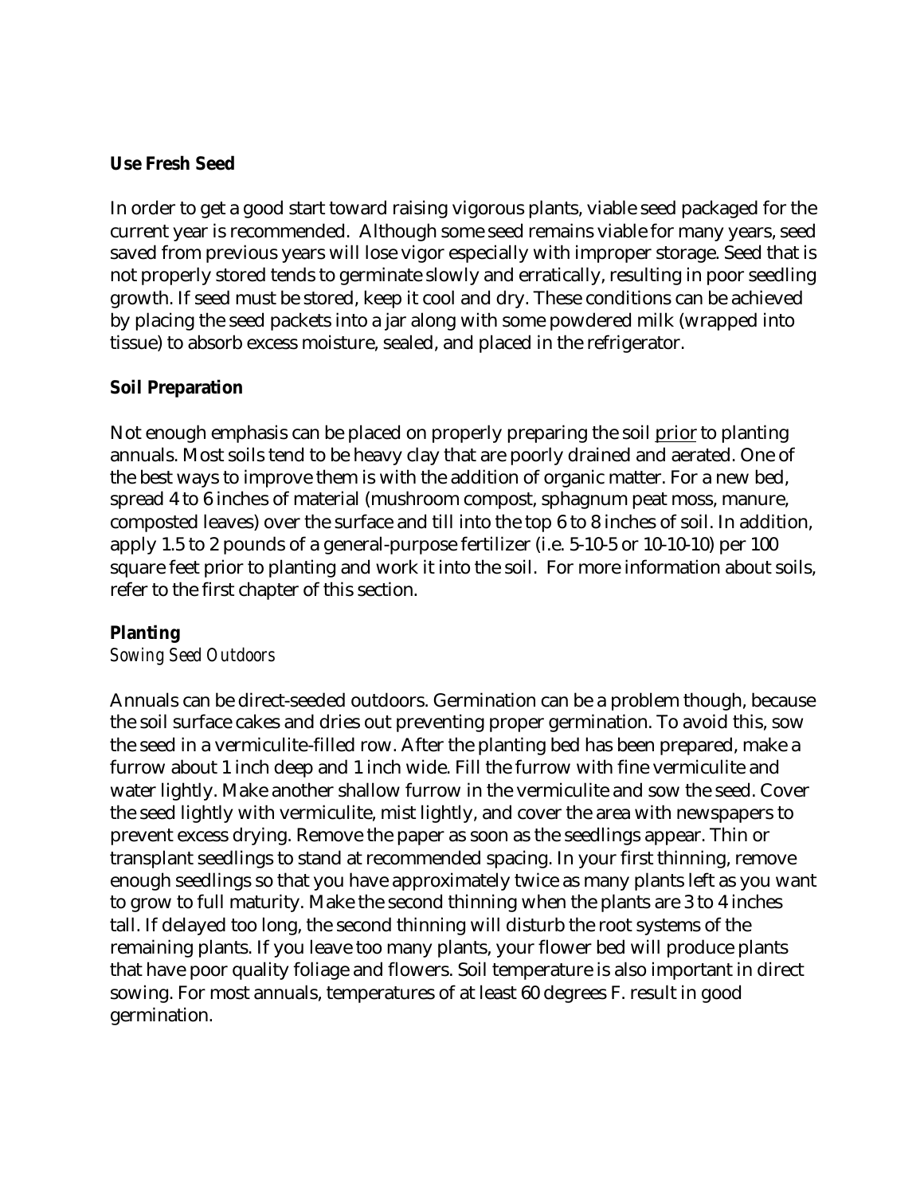**Use Fresh Seed**

In order to get a good start toward raising vigorous plants, viable seed packaged for the current year is recommended. Although some seed remains viable for many years, seed saved from previous years will lose vigor especially with improper storage. Seed that is not properly stored tends to germinate slowly and erratically, resulting in poor seedling growth. If seed must be stored, keep it cool and dry. These conditions can be achieved by placing the seed packets into a jar along with some powdered milk (wrapped into tissue) to absorb excess moisture, sealed, and placed in the refrigerator.

**Soil Preparation**

Not enough emphasis can be placed on properly preparing the soil prior to planting annuals. Most soils tend to be heavy clay that are poorly drained and aerated. One of the best ways to improve them is with the addition of organic matter. For a new bed, spread 4 to 6 inches of material (mushroom compost, sphagnum peat moss, manure, composted leaves) over the surface and till into the top 6 to 8 inches of soil. In addition, apply 1.5 to 2 pounds of a general-purpose fertilizer (i.e. 5-10-5 or 10-10-10) per 100 square feet prior to planting and work it into the soil. For more information about soils, refer to the first chapter of this section.

**Planting**

*Sowing Seed Outdoors*

Annuals can be direct-seeded outdoors. Germination can be a problem though, because the soil surface cakes and dries out preventing proper germination. To avoid this, sow the seed in a vermiculite-filled row. After the planting bed has been prepared, make a furrow about 1 inch deep and 1 inch wide. Fill the furrow with fine vermiculite and water lightly. Make another shallow furrow in the vermiculite and sow the seed. Cover the seed lightly with vermiculite, mist lightly, and cover the area with newspapers to prevent excess drying. Remove the paper as soon as the seedlings appear. Thin or transplant seedlings to stand at recommended spacing. In your first thinning, remove enough seedlings so that you have approximately twice as many plants left as you want to grow to full maturity. Make the second thinning when the plants are 3 to 4 inches tall. If delayed too long, the second thinning will disturb the root systems of the remaining plants. If you leave too many plants, your flower bed will produce plants that have poor quality foliage and flowers. Soil temperature is also important in direct sowing. For most annuals, temperatures of at least 60 degrees F. result in good germination.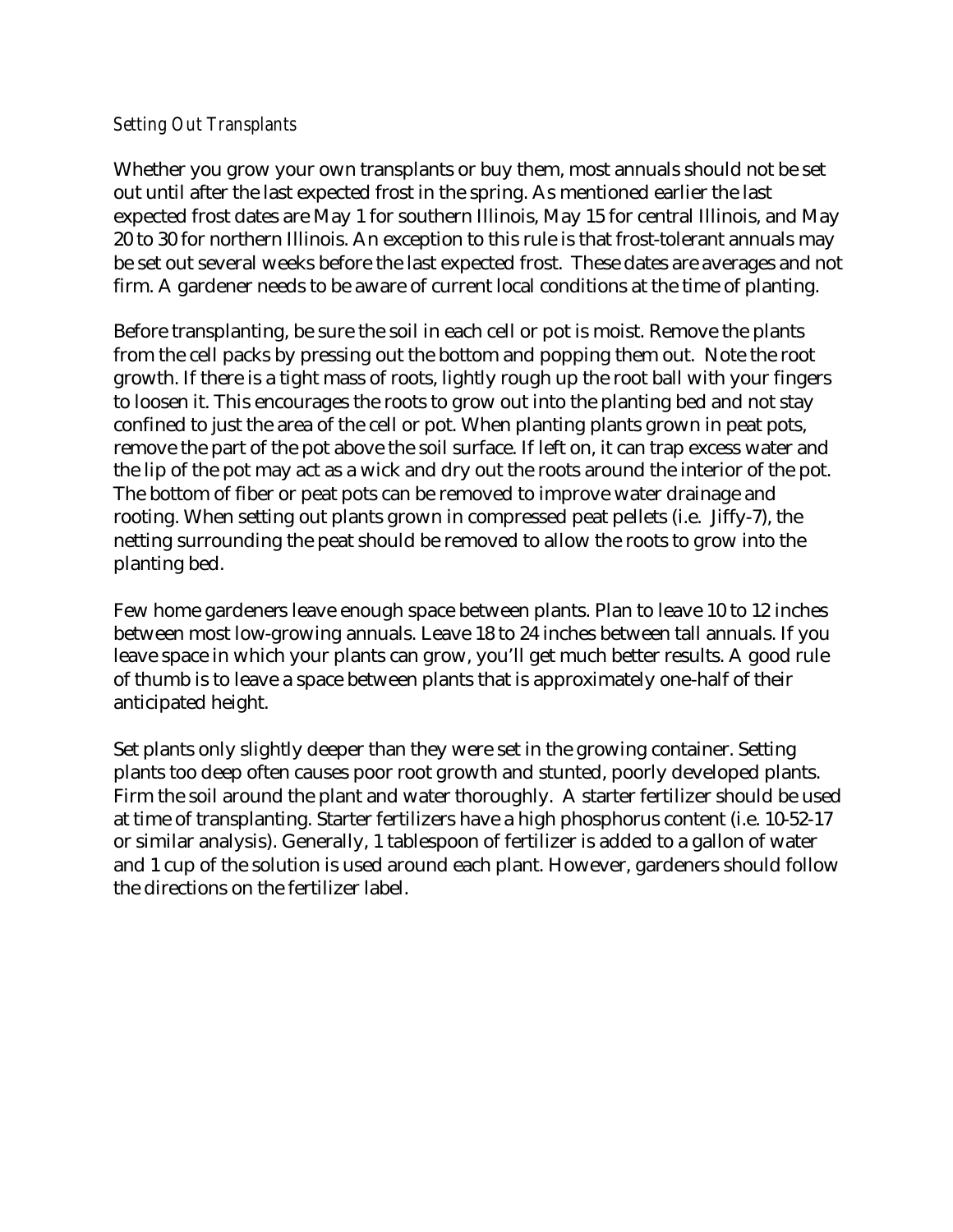### Setting Out Transplants

Whether you grow your own transplants or buy them, most annuals should not be set out until after the last expected frost in the spring. As mentioned earlier the last expected frost dates are May 1 for southern Illinois, May 15 for central Illinois, and May 20 to 30 for northern Illinois. An exception to this rule is that frost-tolerant annuals may be set out several weeks before the last expected frost. These dates are averages and not firm. A gardener needs to be aware of current local conditions at the time of planting.

Before transplanting, be sure the soil in each cell or pot is moist. Remove the plants from the cell packs by pressing out the bottom and popping them out. Note the root growth. If there is a tight mass of roots, lightly rough up the root ball with your fingers to loosen it. This encourages the roots to grow out into the planting bed and not stay confined to just the area of the cell or pot. When planting plants grown in peat pots, remove the part of the pot above the soil surface. If left on, it can trap excess water and the lip of the pot may act as a wick and dry out the roots around the interior of the pot. The bottom of fiber or peat pots can be removed to improve water drainage and rooting. When setting out plants grown in compressed peat pellets (i.e. Jiffy-7), the netting surrounding the peat should be removed to allow the roots to grow into the planting bed.

Few home gardeners leave enough space between plants. Plan to leave 10 to 12 inches between most low-growing annuals. Leave 18 to 24 inches between tall annuals. If you leave space in which your plants can grow, you'll get much better results. A good rule of thumb is to leave a space between plants that is approximately one-half of their anticipated height.

Set plants only slightly deeper than they were set in the growing container. Setting plants too deep often causes poor root growth and stunted, poorly developed plants. Firm the soil around the plant and water thoroughly. A starter fertilizer should be used at time of transplanting. Starter fertilizers have a high phosphorus content (i.e. 10-52-17 or similar analysis). Generally, 1 tablespoon of fertilizer is added to a gallon of water and 1 cup of the solution is used around each plant. However, gardeners should follow the directions on the fertilizer label.